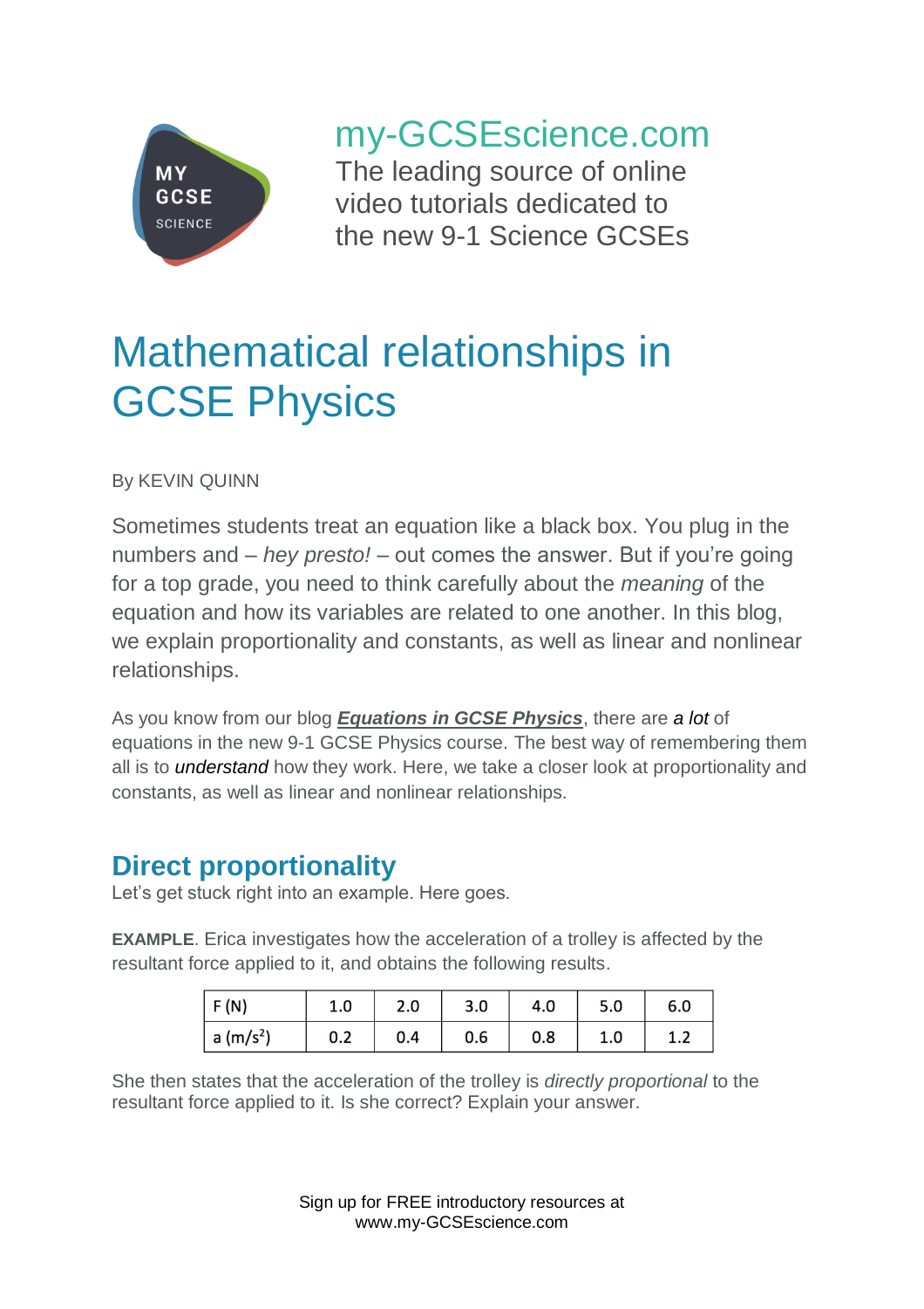my-GCSEscience.com
The leading source of online video tutorials dedicated to the new 9-1 Science GCSEs

# Mathematical relationships in GCSE Physics

By KEVIN QUINN

Sometimes students treat an equation like a black box. You plug in the numbers and – *hey presto!* – out comes the answer. But if you're going for a top grade, you need to think carefully about the *meaning* of the equation and how its variables are related to one another. In this blog, we explain proportionality and constants, as well as linear and nonlinear relationships.

As you know from our blog ***Equations in GCSE Physics***, there are *a lot* of equations in the new 9-1 GCSE Physics course. The best way of remembering them all is to *understand* how they work. Here, we take a closer look at proportionality and constants, as well as linear and nonlinear relationships.

## Direct proportionality

Let's get stuck right into an example. Here goes.

**EXAMPLE**. Erica investigates how the acceleration of a trolley is affected by the resultant force applied to it, and obtains the following results.

| F (N) | 1.0 | 2.0 | 3.0 | 4.0 | 5.0 | 6.0 |
|---|---|---|---|---|---|---|
| a (m/s$^2$) | 0.2 | 0.4 | 0.6 | 0.8 | 1.0 | 1.2 |

She then states that the acceleration of the trolley is *directly proportional* to the resultant force applied to it. Is she correct? Explain your answer.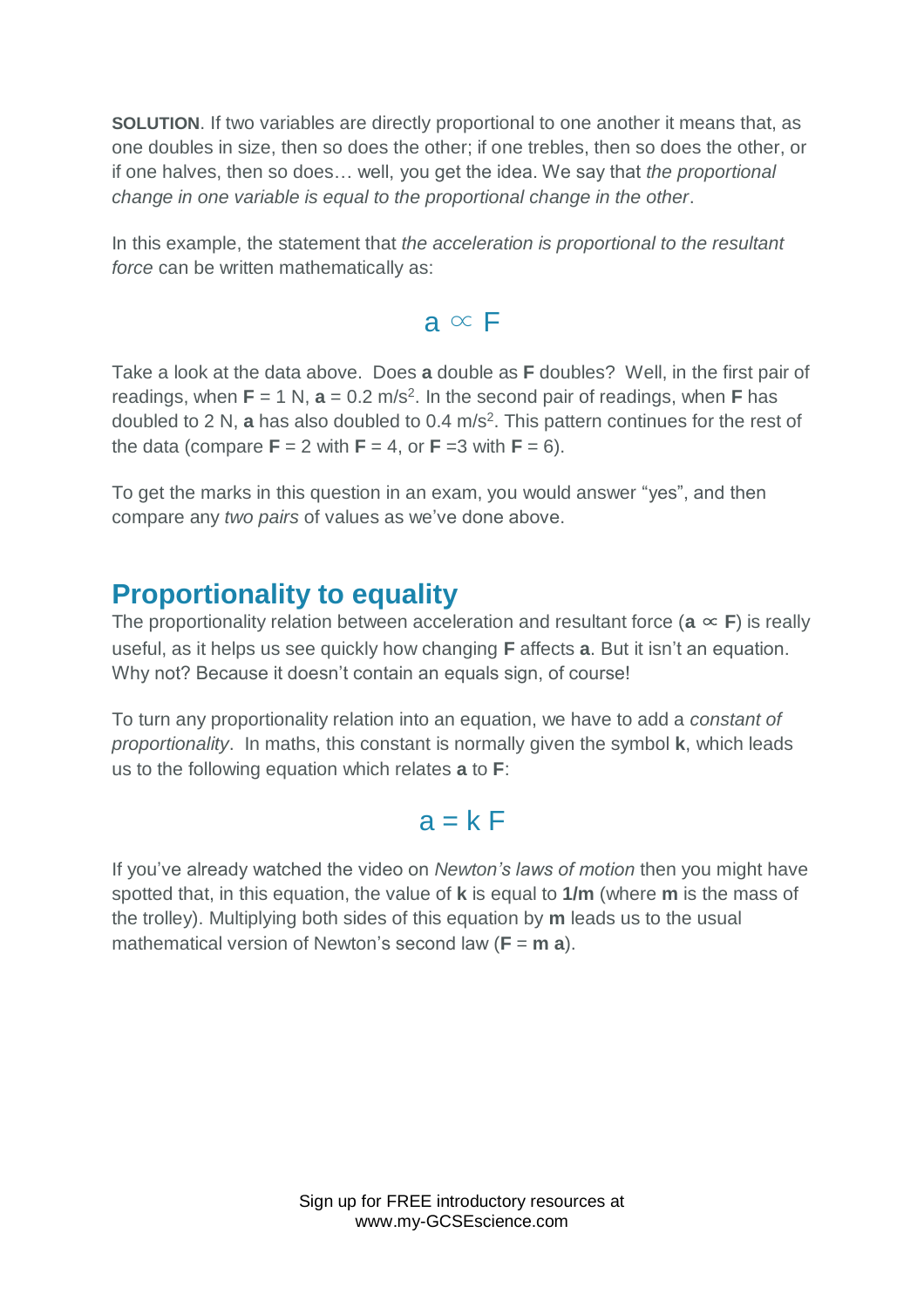**SOLUTION**. If two variables are directly proportional to one another it means that, as one doubles in size, then so does the other; if one trebles, then so does the other, or if one halves, then so does… well, you get the idea. We say that *the proportional change in one variable is equal to the proportional change in the other*.

In this example, the statement that *the acceleration is proportional to the resultant force* can be written mathematically as:

$$a \propto F$$

Take a look at the data above. Does **a** double as **F** doubles? Well, in the first pair of readings, when **F** = 1 N, **a** = 0.2 m/s$^2$. In the second pair of readings, when **F** has doubled to 2 N, **a** has also doubled to 0.4 m/s$^2$. This pattern continues for the rest of the data (compare **F** = 2 with **F** = 4, or **F** =3 with **F** = 6).

To get the marks in this question in an exam, you would answer "yes", and then compare any *two pairs* of values as we've done above.

## Proportionality to equality

The proportionality relation between acceleration and resultant force (**a** $\propto$ **F**) is really useful, as it helps us see quickly how changing **F** affects **a**. But it isn't an equation. Why not? Because it doesn't contain an equals sign, of course!

To turn any proportionality relation into an equation, we have to add a *constant of proportionality*. In maths, this constant is normally given the symbol **k**, which leads us to the following equation which relates **a** to **F**:

$$a = k\,F$$

If you've already watched the video on *Newton's laws of motion* then you might have spotted that, in this equation, the value of **k** is equal to **1/m** (where **m** is the mass of the trolley). Multiplying both sides of this equation by **m** leads us to the usual mathematical version of Newton's second law (**F** = **m a**).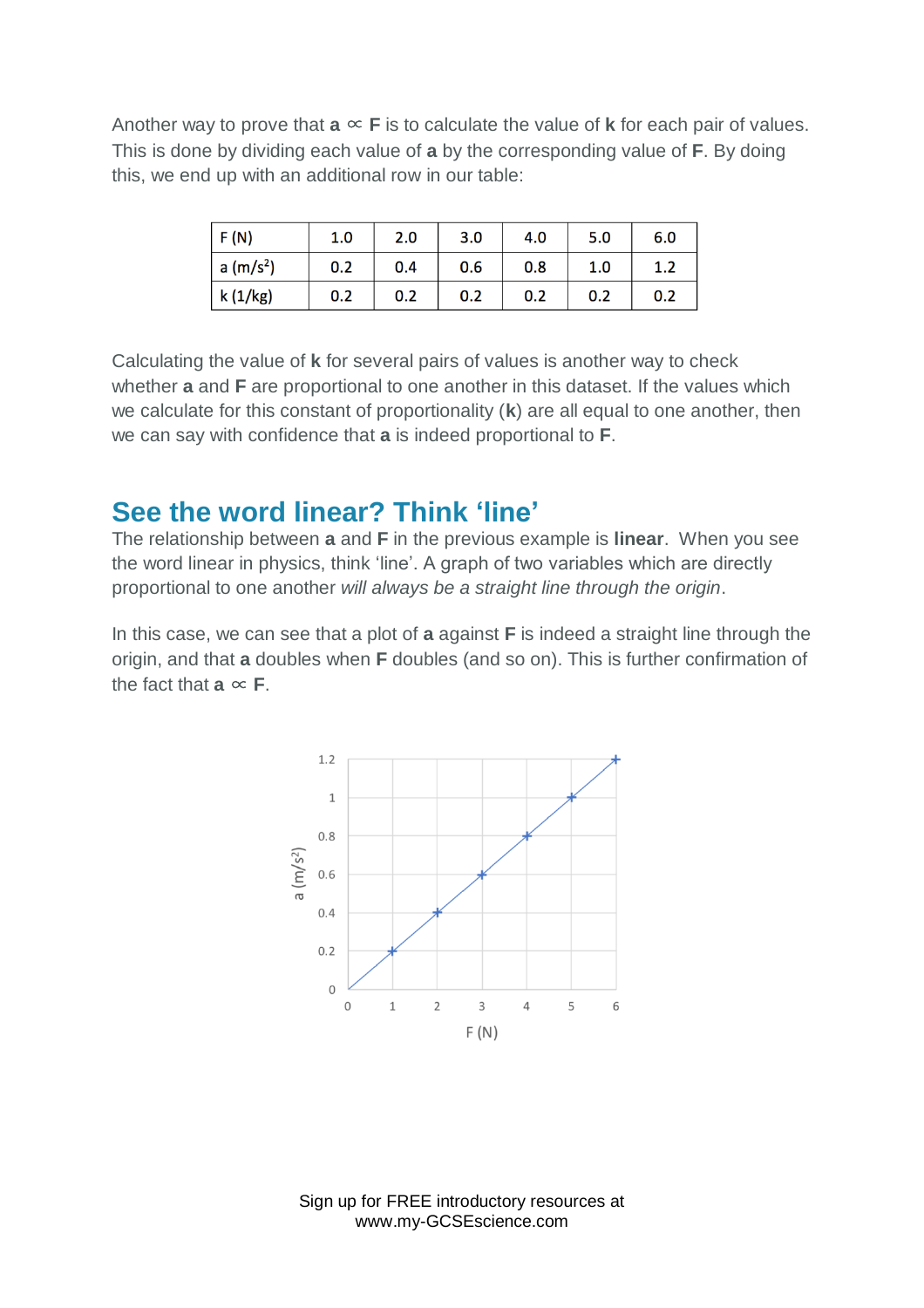Another way to prove that **a** $\propto$ **F** is to calculate the value of **k** for each pair of values. This is done by dividing each value of **a** by the corresponding value of **F**. By doing this, we end up with an additional row in our table:

| F (N) | 1.0 | 2.0 | 3.0 | 4.0 | 5.0 | 6.0 |
|---|---|---|---|---|---|---|
| a (m/s$^2$) | 0.2 | 0.4 | 0.6 | 0.8 | 1.0 | 1.2 |
| k (1/kg) | 0.2 | 0.2 | 0.2 | 0.2 | 0.2 | 0.2 |

Calculating the value of **k** for several pairs of values is another way to check whether **a** and **F** are proportional to one another in this dataset. If the values which we calculate for this constant of proportionality (**k**) are all equal to one another, then we can say with confidence that **a** is indeed proportional to **F**.

## See the word linear? Think 'line'

The relationship between **a** and **F** in the previous example is **linear**. When you see the word linear in physics, think 'line'. A graph of two variables which are directly proportional to one another *will always be a straight line through the origin*.

In this case, we can see that a plot of **a** against **F** is indeed a straight line through the origin, and that **a** doubles when **F** doubles (and so on). This is further confirmation of the fact that **a** $\propto$ **F**.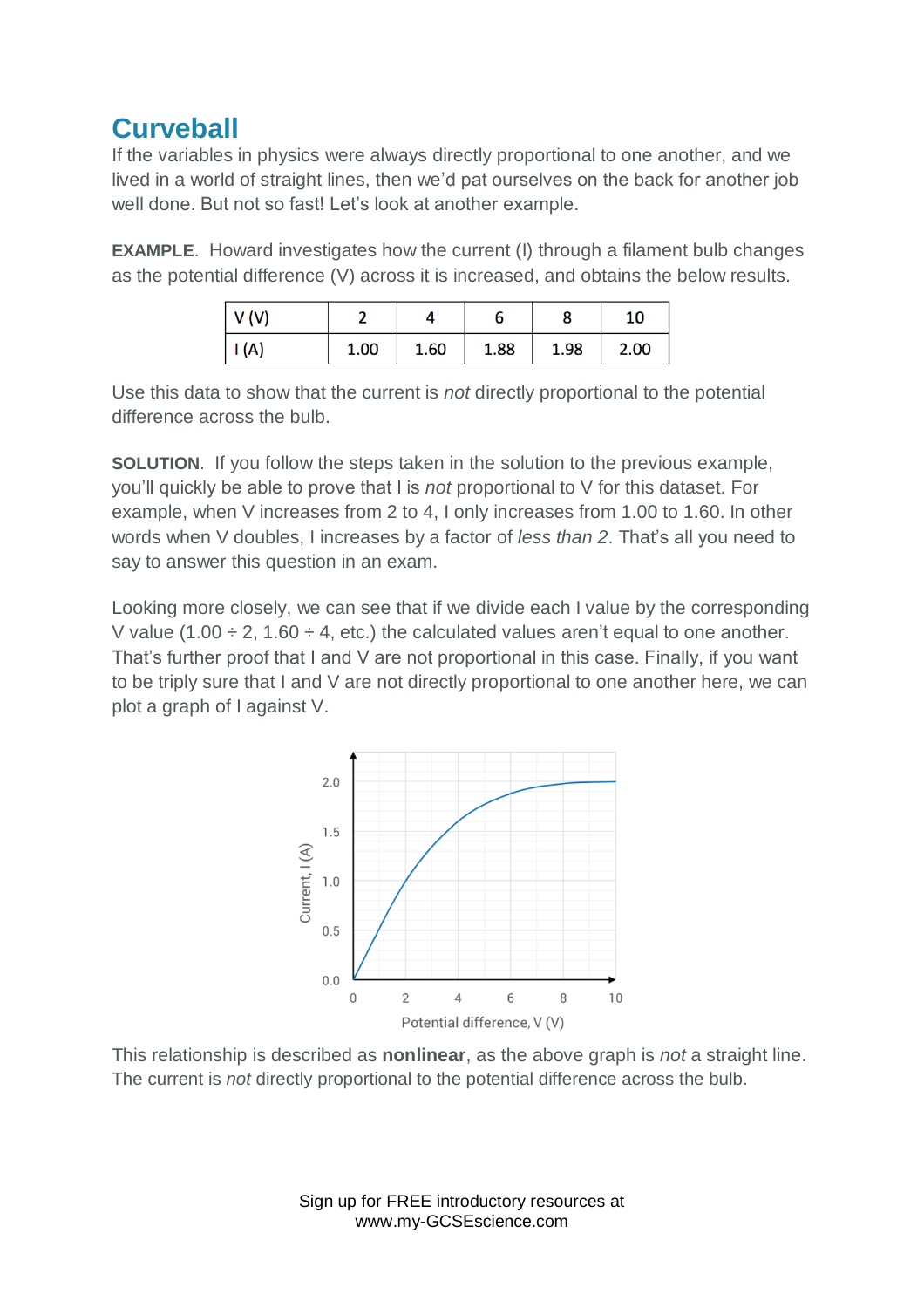## Curveball

If the variables in physics were always directly proportional to one another, and we lived in a world of straight lines, then we'd pat ourselves on the back for another job well done. But not so fast! Let's look at another example.

**EXAMPLE**. Howard investigates how the current (I) through a filament bulb changes as the potential difference (V) across it is increased, and obtains the below results.

| V (V) | 2 | 4 | 6 | 8 | 10 |
|---|---|---|---|---|---|
| I (A) | 1.00 | 1.60 | 1.88 | 1.98 | 2.00 |

Use this data to show that the current is *not* directly proportional to the potential difference across the bulb.

**SOLUTION**. If you follow the steps taken in the solution to the previous example, you'll quickly be able to prove that I is *not* proportional to V for this dataset. For example, when V increases from 2 to 4, I only increases from 1.00 to 1.60. In other words when V doubles, I increases by a factor of *less than 2*. That's all you need to say to answer this question in an exam.

Looking more closely, we can see that if we divide each I value by the corresponding V value ($1.00 \div 2$, $1.60 \div 4$, etc.) the calculated values aren't equal to one another. That's further proof that I and V are not proportional in this case. Finally, if you want to be triply sure that I and V are not directly proportional to one another here, we can plot a graph of I against V.

Current, I (A)

2.0
1.5
1.0
0.5
0.0

0 2 4 6 8 10

Potential difference, V (V)

This relationship is described as **nonlinear**, as the above graph is *not* a straight line. The current is *not* directly proportional to the potential difference across the bulb.

Sign up for FREE introductory resources at www.my-GCSEscience.com